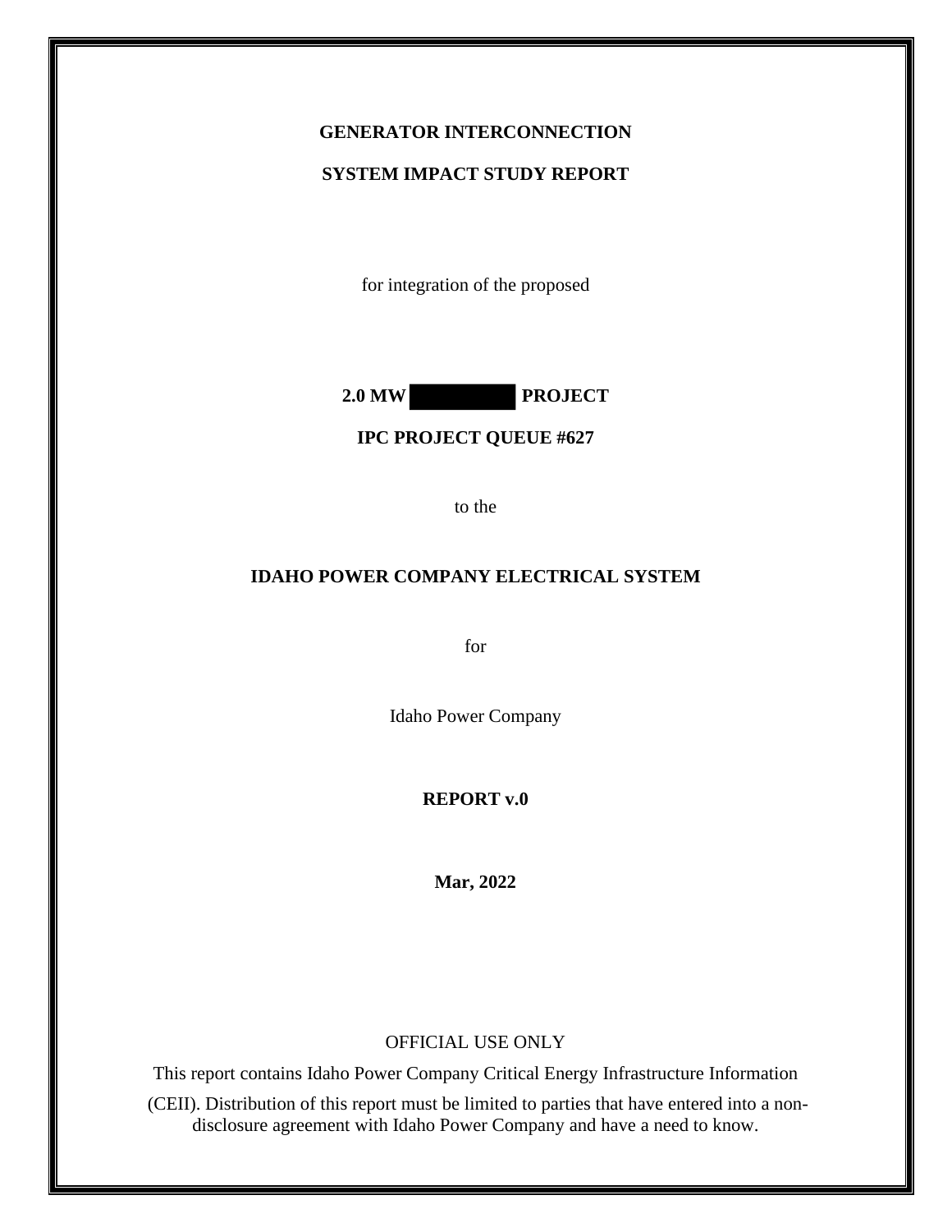**GENERATOR INTERCONNECTION**

**SYSTEM IMPACT STUDY REPORT**

for integration of the proposed

**2.0 MW ██████ PROJECT**

**IPC PROJECT QUEUE #627**

to the

**IDAHO POWER COMPANY ELECTRICAL SYSTEM**

for

Idaho Power Company

**REPORT v.0**

**Mar, 2022**

OFFICIAL USE ONLY

This report contains Idaho Power Company Critical Energy Infrastructure Information (CEII). Distribution of this report must be limited to parties that have entered into a non-disclosure agreement with Idaho Power Company and have a need to know.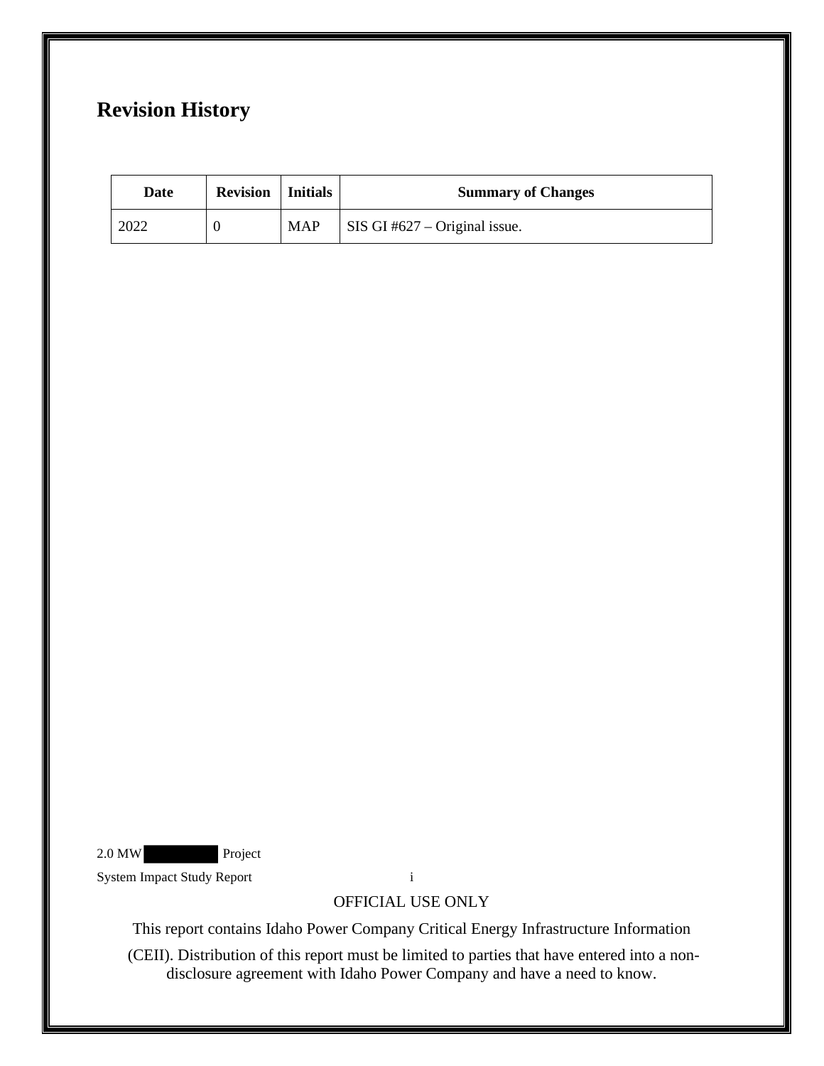## Revision History

| Date | Revision | Initials | Summary of Changes |
| --- | --- | --- | --- |
| 2022 | 0 | MAP | SIS GI #627 – Original issue. |

OFFICIAL USE ONLY

This report contains Idaho Power Company Critical Energy Infrastructure Information (CEII). Distribution of this report must be limited to parties that have entered into a non-disclosure agreement with Idaho Power Company and have a need to know.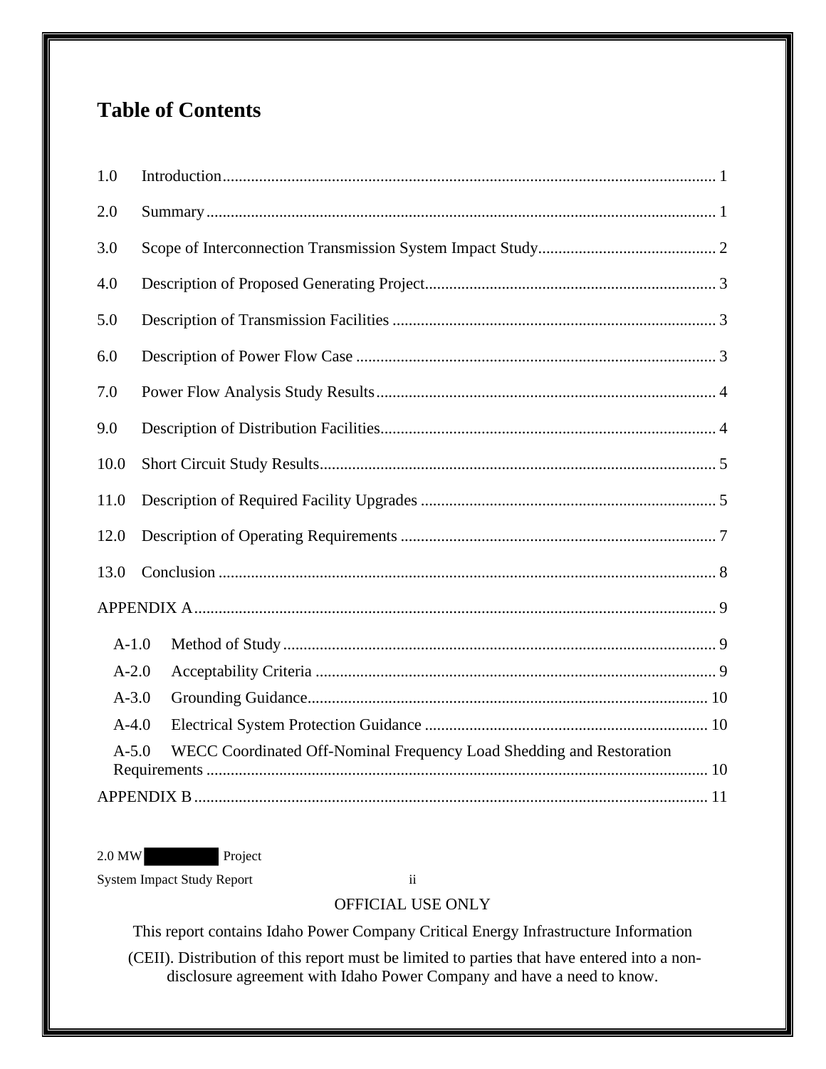# Table of Contents

1.0 Introduction ........................................................................................................................ 1

2.0 Summary ............................................................................................................................ 1

3.0 Scope of Interconnection Transmission System Impact Study ........................................... 2

4.0 Description of Proposed Generating Project ...................................................................... 3

5.0 Description of Transmission Facilities ............................................................................... 3

6.0 Description of Power Flow Case ........................................................................................ 3

7.0 Power Flow Analysis Study Results ................................................................................... 4

9.0 Description of Distribution Facilities .................................................................................. 4

10.0 Short Circuit Study Results ................................................................................................ 5

11.0 Description of Required Facility Upgrades ........................................................................ 5

12.0 Description of Operating Requirements ............................................................................. 7

13.0 Conclusion .......................................................................................................................... 8

APPENDIX A ............................................................................................................................... 9

- A-1.0 Method of Study .......................................................................................................... 9
- A-2.0 Acceptability Criteria .................................................................................................. 9
- A-3.0 Grounding Guidance .................................................................................................. 10
- A-4.0 Electrical System Protection Guidance ..................................................................... 10
- A-5.0 WECC Coordinated Off-Nominal Frequency Load Shedding and Restoration Requirements .......................................................................................................... 10

APPENDIX B ............................................................................................................................. 11

OFFICIAL USE ONLY

This report contains Idaho Power Company Critical Energy Infrastructure Information (CEII). Distribution of this report must be limited to parties that have entered into a non-disclosure agreement with Idaho Power Company and have a need to know.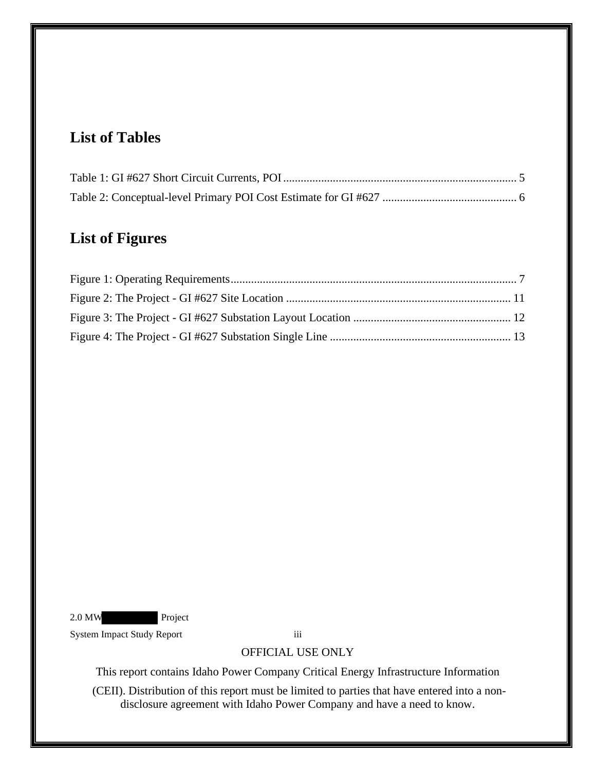## List of Tables

Table 1: GI #627 Short Circuit Currents, POI ............................................................................... 5

Table 2: Conceptual-level Primary POI Cost Estimate for GI #627 ............................................. 6

## List of Figures

Figure 1: Operating Requirements................................................................................................ 7

Figure 2: The Project - GI #627 Site Location ............................................................................ 11

Figure 3: The Project - GI #627 Substation Layout Location ...................................................... 12

Figure 4: The Project - GI #627 Substation Single Line ............................................................. 13

OFFICIAL USE ONLY

This report contains Idaho Power Company Critical Energy Infrastructure Information (CEII). Distribution of this report must be limited to parties that have entered into a non-disclosure agreement with Idaho Power Company and have a need to know.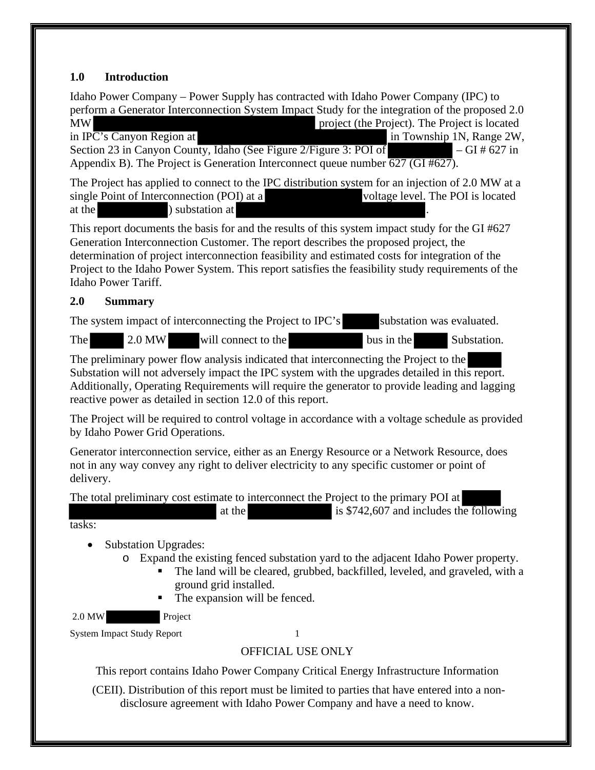## 1.0 Introduction

Idaho Power Company – Power Supply has contracted with Idaho Power Company (IPC) to perform a Generator Interconnection System Impact Study for the integration of the proposed 2.0 MW [REDACTED] project (the Project). The Project is located in IPC's Canyon Region at [REDACTED] in Township 1N, Range 2W, Section 23 in Canyon County, Idaho (See Figure 2/Figure 3: POI of [REDACTED] – GI # 627 in Appendix B). The Project is Generation Interconnect queue number 627 (GI #627).

The Project has applied to connect to the IPC distribution system for an injection of 2.0 MW at a single Point of Interconnection (POI) at a [REDACTED] voltage level. The POI is located at the [REDACTED]) substation at [REDACTED].

This report documents the basis for and the results of this system impact study for the GI #627 Generation Interconnection Customer. The report describes the proposed project, the determination of project interconnection feasibility and estimated costs for integration of the Project to the Idaho Power System. This report satisfies the feasibility study requirements of the Idaho Power Tariff.

## 2.0 Summary

The system impact of interconnecting the Project to IPC's [REDACTED] substation was evaluated.

The [REDACTED] 2.0 MW [REDACTED] will connect to the [REDACTED] bus in the [REDACTED] Substation.

The preliminary power flow analysis indicated that interconnecting the Project to the [REDACTED] Substation will not adversely impact the IPC system with the upgrades detailed in this report. Additionally, Operating Requirements will require the generator to provide leading and lagging reactive power as detailed in section 12.0 of this report.

The Project will be required to control voltage in accordance with a voltage schedule as provided by Idaho Power Grid Operations.

Generator interconnection service, either as an Energy Resource or a Network Resource, does not in any way convey any right to deliver electricity to any specific customer or point of delivery.

The total preliminary cost estimate to interconnect the Project to the primary POI at [REDACTED] at the [REDACTED] is $742,607 and includes the following tasks:

- Substation Upgrades:
  - Expand the existing fenced substation yard to the adjacent Idaho Power property.
    - The land will be cleared, grubbed, backfilled, leveled, and graveled, with a ground grid installed.
    - The expansion will be fenced.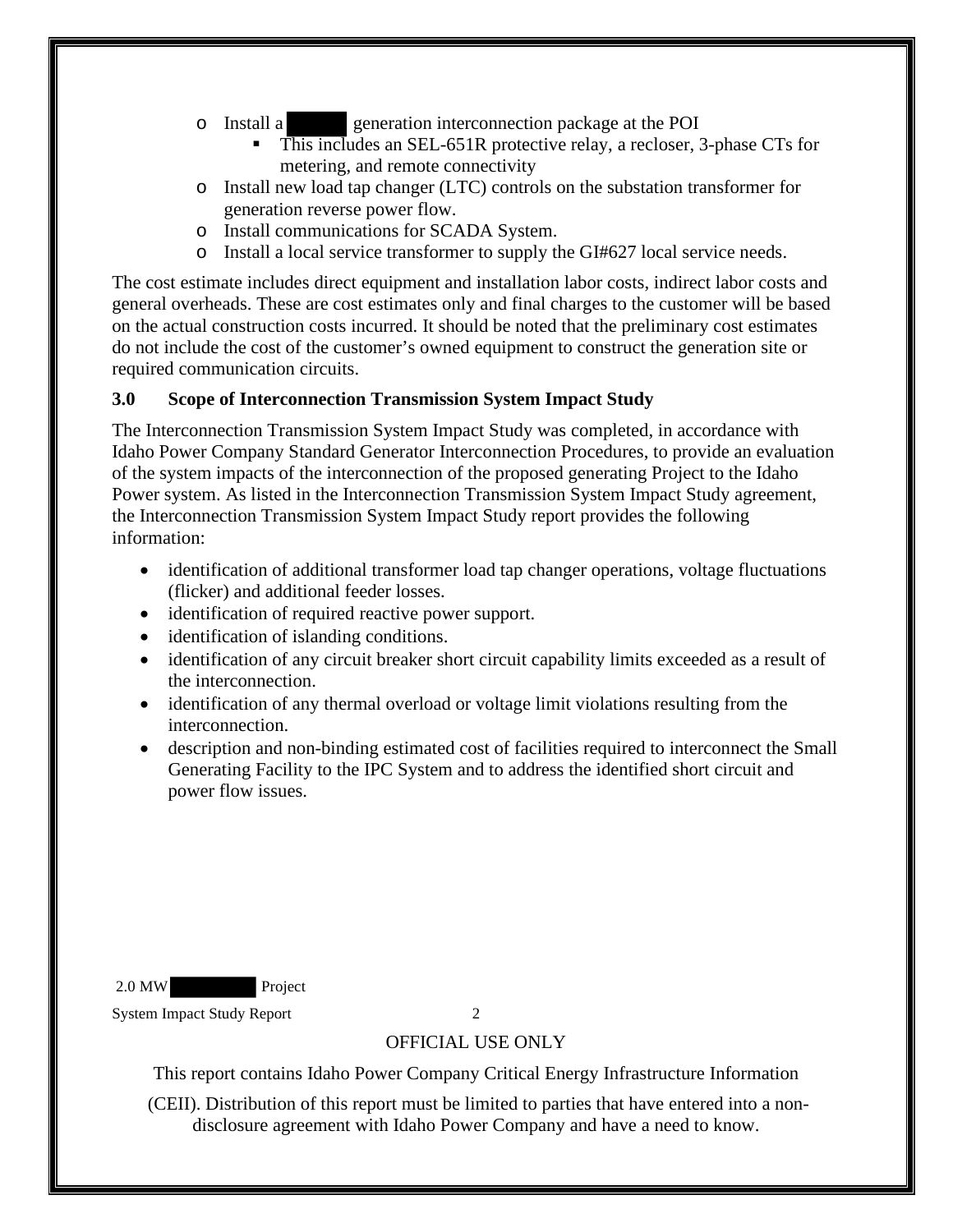- Install a ██████ generation interconnection package at the POI
  - This includes an SEL-651R protective relay, a recloser, 3-phase CTs for metering, and remote connectivity
- Install new load tap changer (LTC) controls on the substation transformer for generation reverse power flow.
- Install communications for SCADA System.
- Install a local service transformer to supply the GI#627 local service needs.

The cost estimate includes direct equipment and installation labor costs, indirect labor costs and general overheads. These are cost estimates only and final charges to the customer will be based on the actual construction costs incurred. It should be noted that the preliminary cost estimates do not include the cost of the customer's owned equipment to construct the generation site or required communication circuits.

## 3.0 Scope of Interconnection Transmission System Impact Study

The Interconnection Transmission System Impact Study was completed, in accordance with Idaho Power Company Standard Generator Interconnection Procedures, to provide an evaluation of the system impacts of the interconnection of the proposed generating Project to the Idaho Power system. As listed in the Interconnection Transmission System Impact Study agreement, the Interconnection Transmission System Impact Study report provides the following information:

- identification of additional transformer load tap changer operations, voltage fluctuations (flicker) and additional feeder losses.
- identification of required reactive power support.
- identification of islanding conditions.
- identification of any circuit breaker short circuit capability limits exceeded as a result of the interconnection.
- identification of any thermal overload or voltage limit violations resulting from the interconnection.
- description and non-binding estimated cost of facilities required to interconnect the Small Generating Facility to the IPC System and to address the identified short circuit and power flow issues.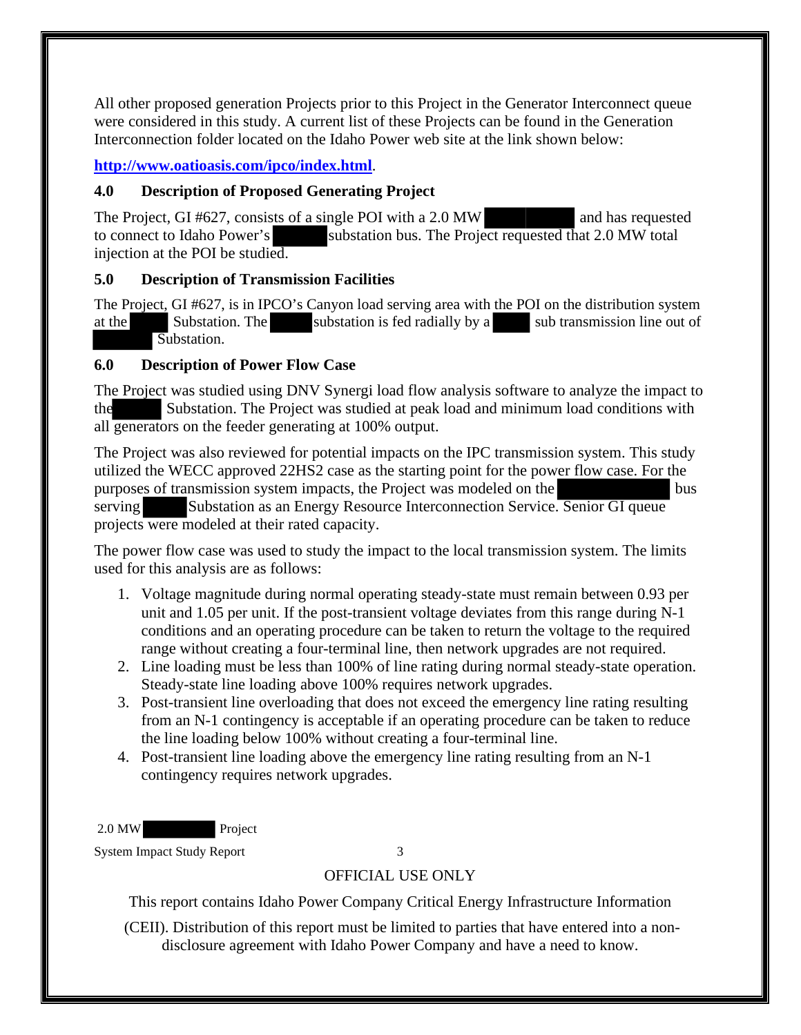All other proposed generation Projects prior to this Project in the Generator Interconnect queue were considered in this study. A current list of these Projects can be found in the Generation Interconnection folder located on the Idaho Power web site at the link shown below:

**http://www.oatioasis.com/ipco/index.html**.

### 4.0 Description of Proposed Generating Project

The Project, GI #627, consists of a single POI with a 2.0 MW and has requested to connect to Idaho Power's substation bus. The Project requested that 2.0 MW total injection at the POI be studied.

### 5.0 Description of Transmission Facilities

The Project, GI #627, is in IPCO's Canyon load serving area with the POI on the distribution system at the Substation. The substation is fed radially by a sub transmission line out of Substation.

### 6.0 Description of Power Flow Case

The Project was studied using DNV Synergi load flow analysis software to analyze the impact to the Substation. The Project was studied at peak load and minimum load conditions with all generators on the feeder generating at 100% output.

The Project was also reviewed for potential impacts on the IPC transmission system. This study utilized the WECC approved 22HS2 case as the starting point for the power flow case. For the purposes of transmission system impacts, the Project was modeled on the bus serving Substation as an Energy Resource Interconnection Service. Senior GI queue projects were modeled at their rated capacity.

The power flow case was used to study the impact to the local transmission system. The limits used for this analysis are as follows:

1. Voltage magnitude during normal operating steady-state must remain between 0.93 per unit and 1.05 per unit. If the post-transient voltage deviates from this range during N-1 conditions and an operating procedure can be taken to return the voltage to the required range without creating a four-terminal line, then network upgrades are not required.
2. Line loading must be less than 100% of line rating during normal steady-state operation. Steady-state line loading above 100% requires network upgrades.
3. Post-transient line overloading that does not exceed the emergency line rating resulting from an N-1 contingency is acceptable if an operating procedure can be taken to reduce the line loading below 100% without creating a four-terminal line.
4. Post-transient line loading above the emergency line rating resulting from an N-1 contingency requires network upgrades.

OFFICIAL USE ONLY

This report contains Idaho Power Company Critical Energy Infrastructure Information (CEII). Distribution of this report must be limited to parties that have entered into a non-disclosure agreement with Idaho Power Company and have a need to know.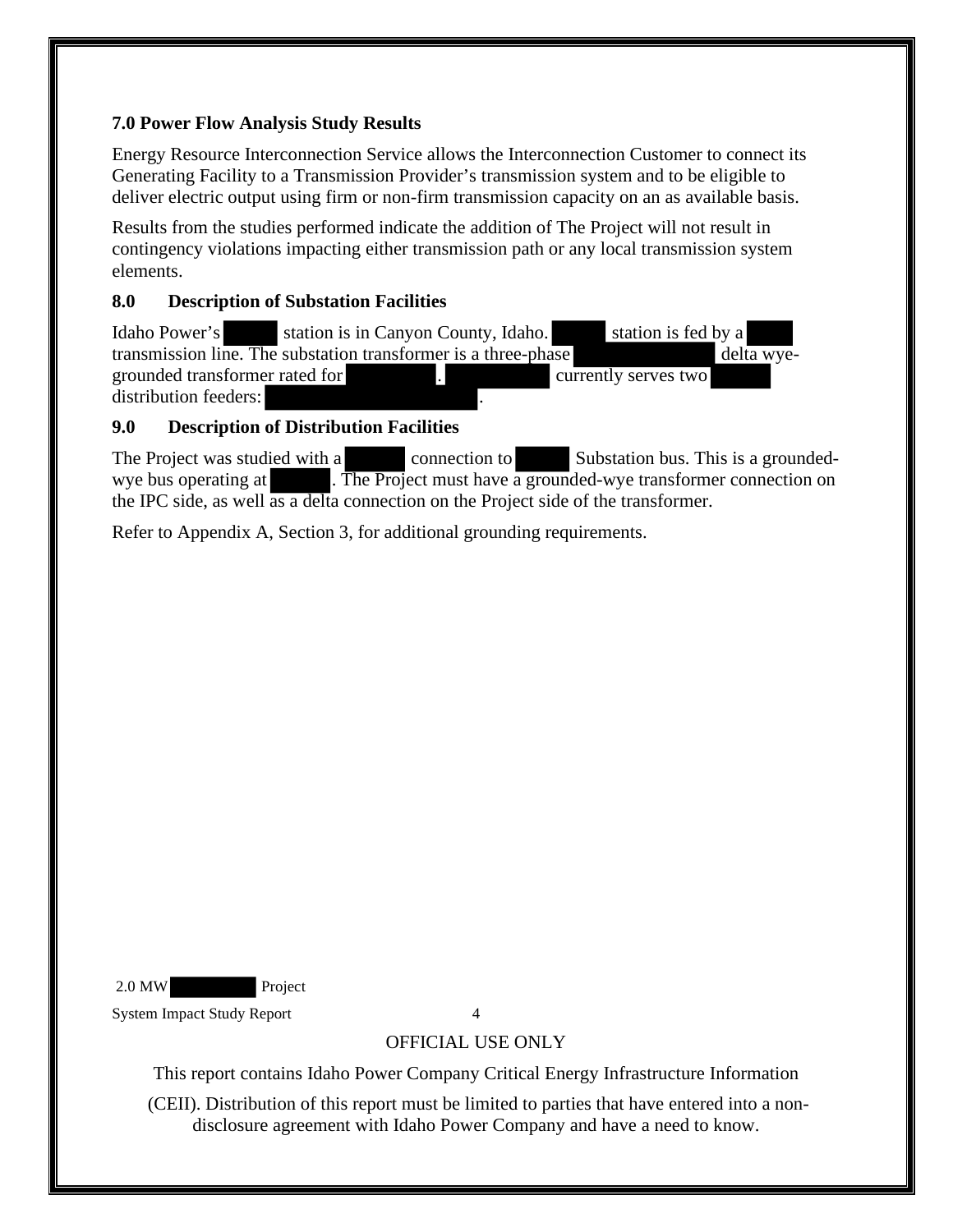### 7.0 Power Flow Analysis Study Results

Energy Resource Interconnection Service allows the Interconnection Customer to connect its Generating Facility to a Transmission Provider's transmission system and to be eligible to deliver electric output using firm or non-firm transmission capacity on an as available basis.

Results from the studies performed indicate the addition of The Project will not result in contingency violations impacting either transmission path or any local transmission system elements.

### 8.0 Description of Substation Facilities

Idaho Power's ██████ station is in Canyon County, Idaho. ██████ station is fed by a ████ transmission line. The substation transformer is a three-phase ████████████ delta wye-grounded transformer rated for ████████. ████████ currently serves two ██████ distribution feeders: ████████████████████.

### 9.0 Description of Distribution Facilities

The Project was studied with a ██████ connection to ██████ Substation bus. This is a grounded-wye bus operating at ██████. The Project must have a grounded-wye transformer connection on the IPC side, as well as a delta connection on the Project side of the transformer.

Refer to Appendix A, Section 3, for additional grounding requirements.

OFFICIAL USE ONLY

This report contains Idaho Power Company Critical Energy Infrastructure Information (CEII). Distribution of this report must be limited to parties that have entered into a non-disclosure agreement with Idaho Power Company and have a need to know.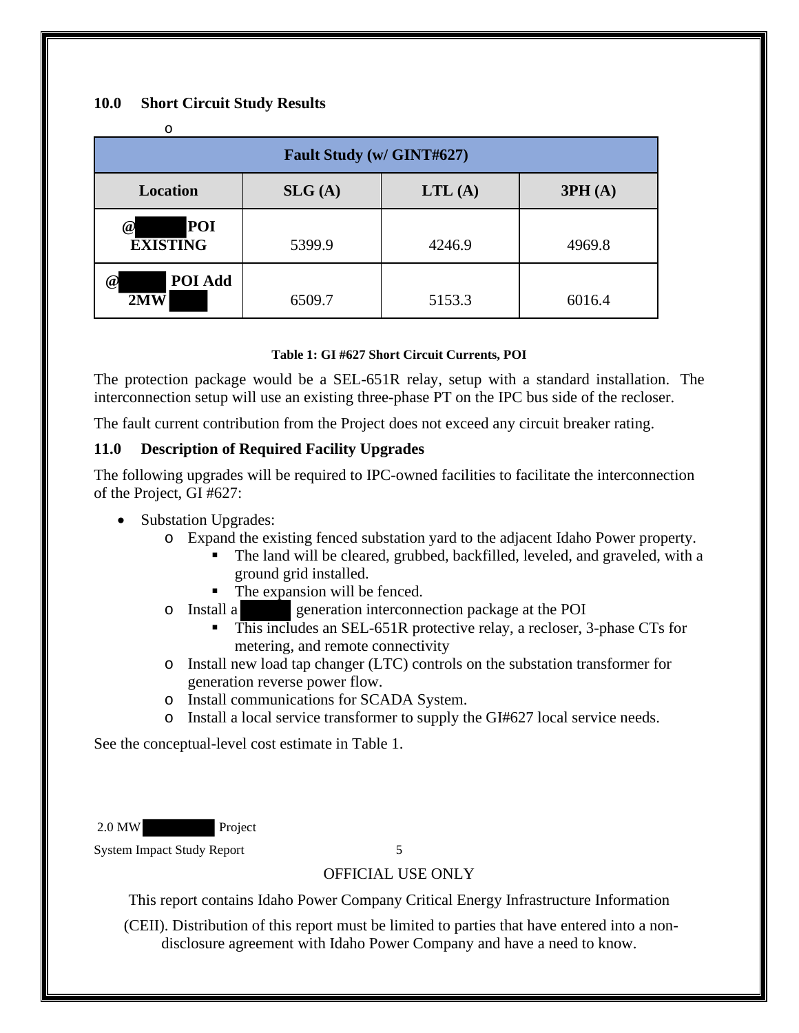## 10.0 Short Circuit Study Results

o

| Fault Study (w/ GINT#627) | | | |
|---|---|---|---|
| **Location** | **SLG (A)** | **LTL (A)** | **3PH (A)** |
| **@ POI EXISTING** | 5399.9 | 4246.9 | 4969.8 |
| **@ POI Add 2MW** | 6509.7 | 5153.3 | 6016.4 |

**Table 1: GI #627 Short Circuit Currents, POI**

The protection package would be a SEL-651R relay, setup with a standard installation. The interconnection setup will use an existing three-phase PT on the IPC bus side of the recloser.

The fault current contribution from the Project does not exceed any circuit breaker rating.

## 11.0 Description of Required Facility Upgrades

The following upgrades will be required to IPC-owned facilities to facilitate the interconnection of the Project, GI #627:

- Substation Upgrades:
  - Expand the existing fenced substation yard to the adjacent Idaho Power property.
    - The land will be cleared, grubbed, backfilled, leveled, and graveled, with a ground grid installed.
    - The expansion will be fenced.
  - Install a generation interconnection package at the POI
    - This includes an SEL-651R protective relay, a recloser, 3-phase CTs for metering, and remote connectivity
  - Install new load tap changer (LTC) controls on the substation transformer for generation reverse power flow.
  - Install communications for SCADA System.
  - Install a local service transformer to supply the GI#627 local service needs.

See the conceptual-level cost estimate in Table 1.

OFFICIAL USE ONLY

This report contains Idaho Power Company Critical Energy Infrastructure Information (CEII). Distribution of this report must be limited to parties that have entered into a non-disclosure agreement with Idaho Power Company and have a need to know.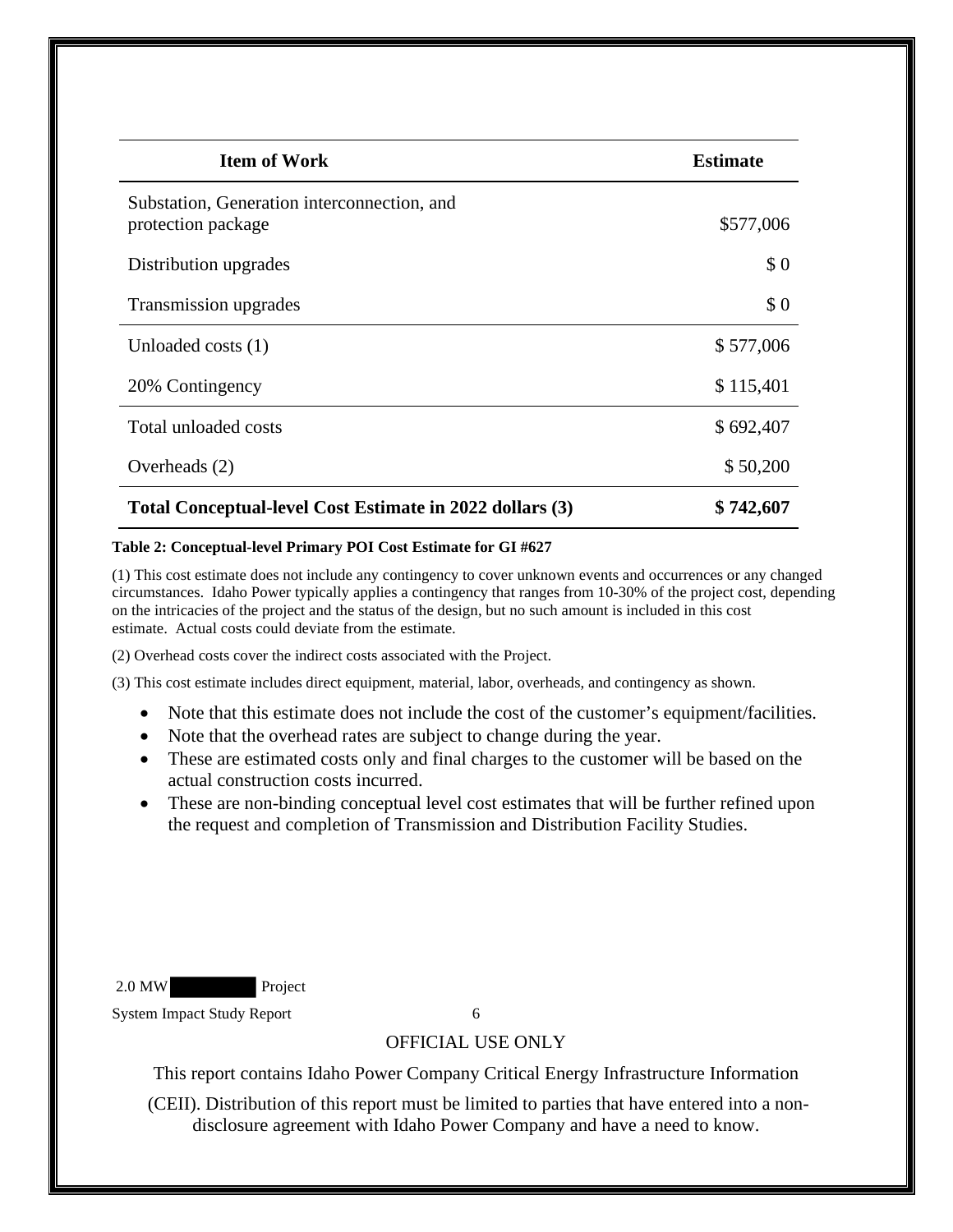| Item of Work | Estimate |
| --- | --- |
| Substation, Generation interconnection, and protection package | $577,006 |
| Distribution upgrades | $ 0 |
| Transmission upgrades | $ 0 |
| Unloaded costs (1) | $ 577,006 |
| 20% Contingency | $ 115,401 |
| Total unloaded costs | $ 692,407 |
| Overheads (2) | $ 50,200 |
| **Total Conceptual-level Cost Estimate in 2022 dollars (3)** | **$ 742,607** |

**Table 2: Conceptual-level Primary POI Cost Estimate for GI #627**

(1) This cost estimate does not include any contingency to cover unknown events and occurrences or any changed circumstances. Idaho Power typically applies a contingency that ranges from 10-30% of the project cost, depending on the intricacies of the project and the status of the design, but no such amount is included in this cost estimate. Actual costs could deviate from the estimate.

(2) Overhead costs cover the indirect costs associated with the Project.

(3) This cost estimate includes direct equipment, material, labor, overheads, and contingency as shown.

- Note that this estimate does not include the cost of the customer's equipment/facilities.
- Note that the overhead rates are subject to change during the year.
- These are estimated costs only and final charges to the customer will be based on the actual construction costs incurred.
- These are non-binding conceptual level cost estimates that will be further refined upon the request and completion of Transmission and Distribution Facility Studies.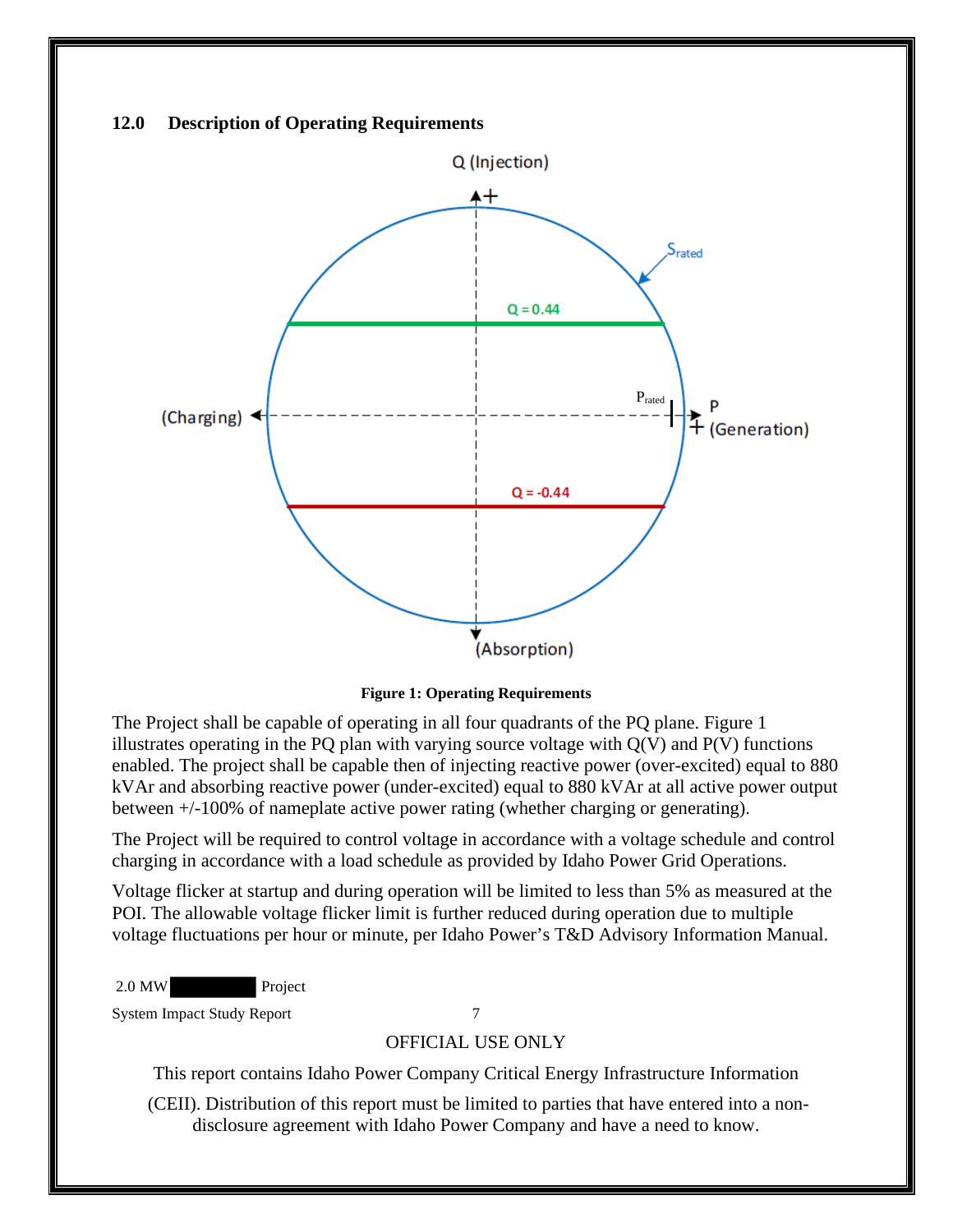## 12.0 Description of Operating Requirements

Figure 1: Operating Requirements

The Project shall be capable of operating in all four quadrants of the PQ plane. Figure 1 illustrates operating in the PQ plan with varying source voltage with Q(V) and P(V) functions enabled. The project shall be capable then of injecting reactive power (over-excited) equal to 880 kVAr and absorbing reactive power (under-excited) equal to 880 kVAr at all active power output between +/-100% of nameplate active power rating (whether charging or generating).

The Project will be required to control voltage in accordance with a voltage schedule and control charging in accordance with a load schedule as provided by Idaho Power Grid Operations.

Voltage flicker at startup and during operation will be limited to less than 5% as measured at the POI. The allowable voltage flicker limit is further reduced during operation due to multiple voltage fluctuations per hour or minute, per Idaho Power's T&D Advisory Information Manual.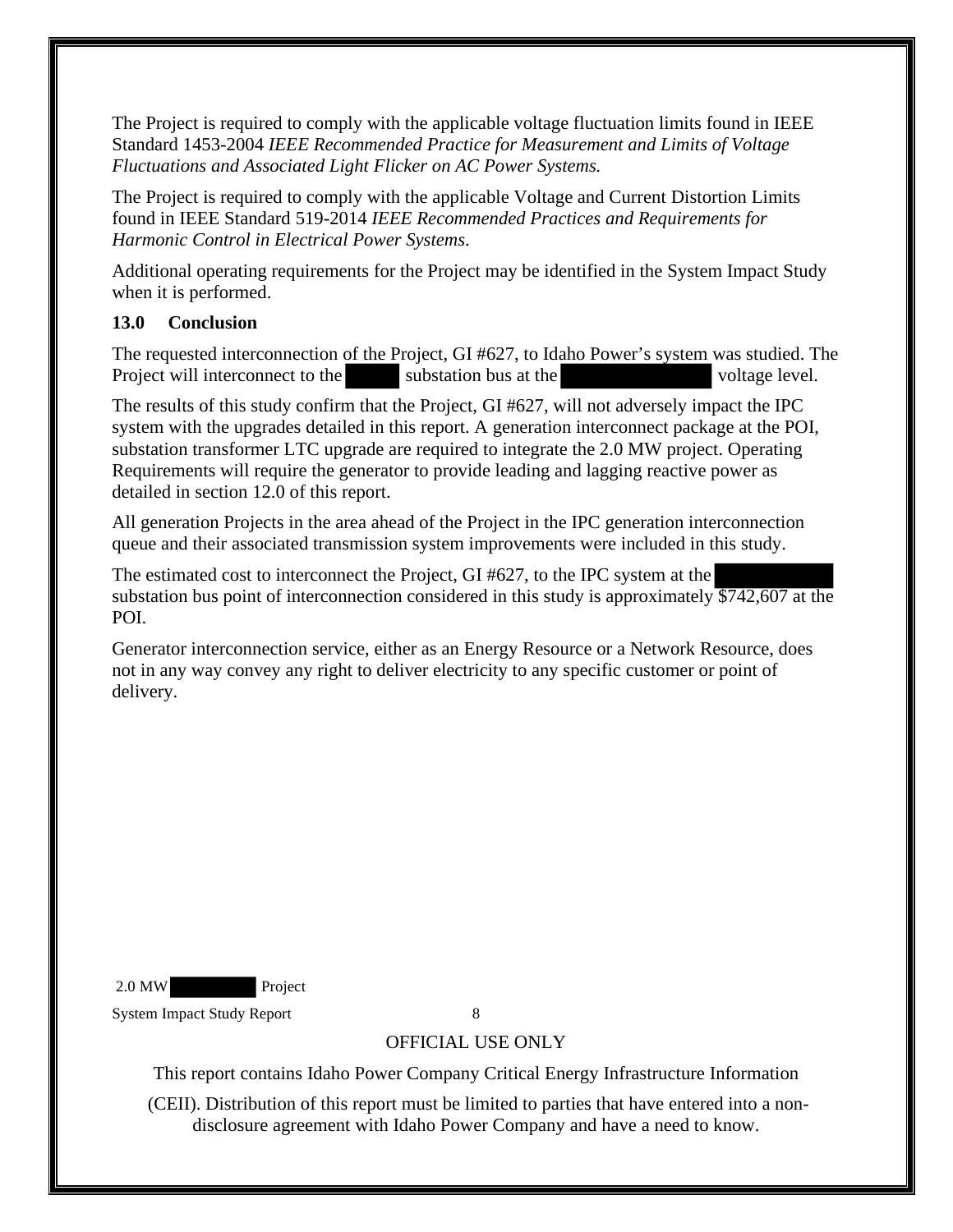The Project is required to comply with the applicable voltage fluctuation limits found in IEEE Standard 1453-2004 *IEEE Recommended Practice for Measurement and Limits of Voltage Fluctuations and Associated Light Flicker on AC Power Systems.*

The Project is required to comply with the applicable Voltage and Current Distortion Limits found in IEEE Standard 519-2014 *IEEE Recommended Practices and Requirements for Harmonic Control in Electrical Power Systems*.

Additional operating requirements for the Project may be identified in the System Impact Study when it is performed.

## 13.0 Conclusion

The requested interconnection of the Project, GI #627, to Idaho Power's system was studied. The Project will interconnect to the substation bus at the voltage level.

The results of this study confirm that the Project, GI #627, will not adversely impact the IPC system with the upgrades detailed in this report. A generation interconnect package at the POI, substation transformer LTC upgrade are required to integrate the 2.0 MW project. Operating Requirements will require the generator to provide leading and lagging reactive power as detailed in section 12.0 of this report.

All generation Projects in the area ahead of the Project in the IPC generation interconnection queue and their associated transmission system improvements were included in this study.

The estimated cost to interconnect the Project, GI #627, to the IPC system at the substation bus point of interconnection considered in this study is approximately $742,607 at the POI.

Generator interconnection service, either as an Energy Resource or a Network Resource, does not in any way convey any right to deliver electricity to any specific customer or point of delivery.

OFFICIAL USE ONLY

This report contains Idaho Power Company Critical Energy Infrastructure Information (CEII). Distribution of this report must be limited to parties that have entered into a non-disclosure agreement with Idaho Power Company and have a need to know.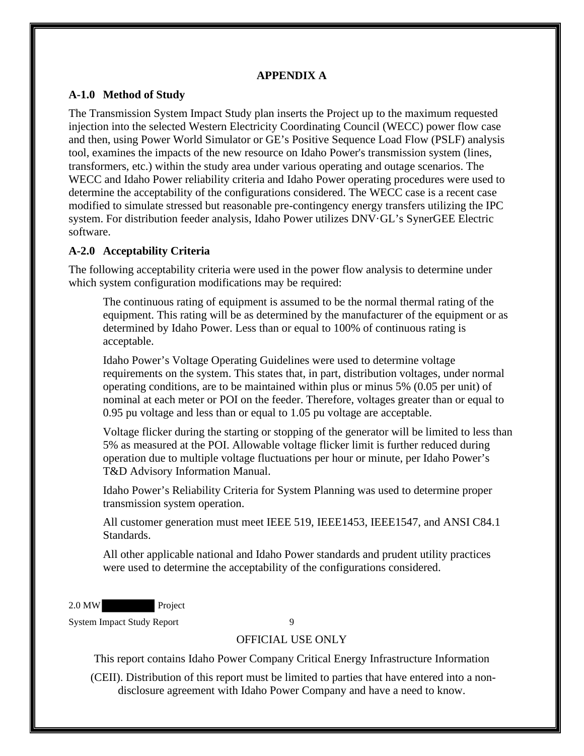# APPENDIX A

## A-1.0 Method of Study

The Transmission System Impact Study plan inserts the Project up to the maximum requested injection into the selected Western Electricity Coordinating Council (WECC) power flow case and then, using Power World Simulator or GE's Positive Sequence Load Flow (PSLF) analysis tool, examines the impacts of the new resource on Idaho Power's transmission system (lines, transformers, etc.) within the study area under various operating and outage scenarios. The WECC and Idaho Power reliability criteria and Idaho Power operating procedures were used to determine the acceptability of the configurations considered. The WECC case is a recent case modified to simulate stressed but reasonable pre-contingency energy transfers utilizing the IPC system. For distribution feeder analysis, Idaho Power utilizes DNV·GL's SynerGEE Electric software.

## A-2.0 Acceptability Criteria

The following acceptability criteria were used in the power flow analysis to determine under which system configuration modifications may be required:

> The continuous rating of equipment is assumed to be the normal thermal rating of the equipment. This rating will be as determined by the manufacturer of the equipment or as determined by Idaho Power. Less than or equal to 100% of continuous rating is acceptable.
>
> Idaho Power's Voltage Operating Guidelines were used to determine voltage requirements on the system. This states that, in part, distribution voltages, under normal operating conditions, are to be maintained within plus or minus 5% (0.05 per unit) of nominal at each meter or POI on the feeder. Therefore, voltages greater than or equal to 0.95 pu voltage and less than or equal to 1.05 pu voltage are acceptable.
>
> Voltage flicker during the starting or stopping of the generator will be limited to less than 5% as measured at the POI. Allowable voltage flicker limit is further reduced during operation due to multiple voltage fluctuations per hour or minute, per Idaho Power's T&D Advisory Information Manual.
>
> Idaho Power's Reliability Criteria for System Planning was used to determine proper transmission system operation.
>
> All customer generation must meet IEEE 519, IEEE1453, IEEE1547, and ANSI C84.1 Standards.
>
> All other applicable national and Idaho Power standards and prudent utility practices were used to determine the acceptability of the configurations considered.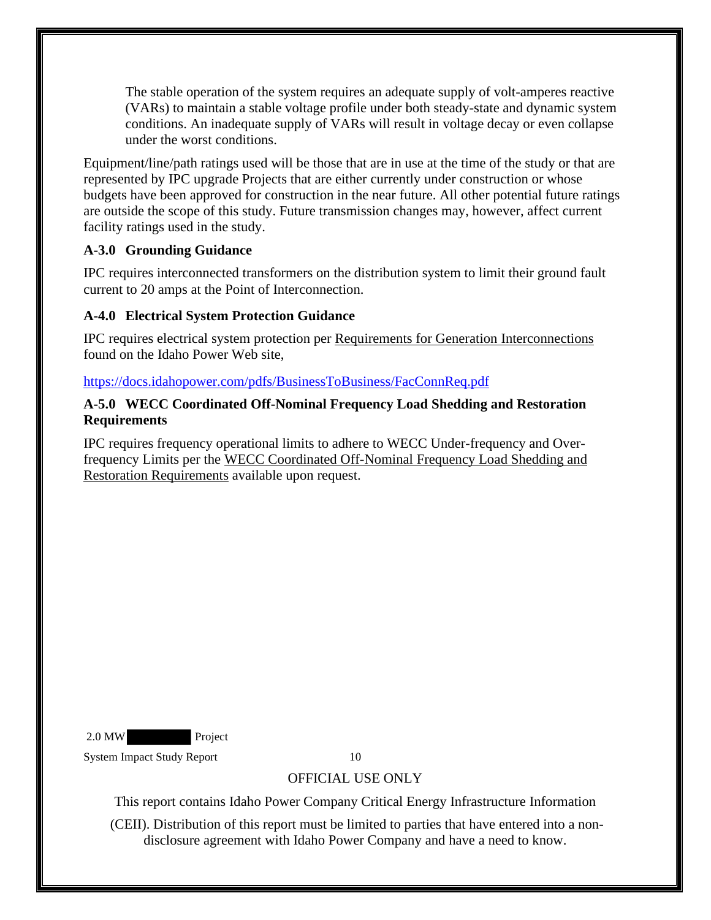The stable operation of the system requires an adequate supply of volt-amperes reactive (VARs) to maintain a stable voltage profile under both steady-state and dynamic system conditions. An inadequate supply of VARs will result in voltage decay or even collapse under the worst conditions.

Equipment/line/path ratings used will be those that are in use at the time of the study or that are represented by IPC upgrade Projects that are either currently under construction or whose budgets have been approved for construction in the near future. All other potential future ratings are outside the scope of this study. Future transmission changes may, however, affect current facility ratings used in the study.

### A-3.0 Grounding Guidance

IPC requires interconnected transformers on the distribution system to limit their ground fault current to 20 amps at the Point of Interconnection.

### A-4.0 Electrical System Protection Guidance

IPC requires electrical system protection per Requirements for Generation Interconnections found on the Idaho Power Web site,

https://docs.idahopower.com/pdfs/BusinessToBusiness/FacConnReq.pdf

### A-5.0 WECC Coordinated Off-Nominal Frequency Load Shedding and Restoration Requirements

IPC requires frequency operational limits to adhere to WECC Under-frequency and Over-frequency Limits per the WECC Coordinated Off-Nominal Frequency Load Shedding and Restoration Requirements available upon request.

OFFICIAL USE ONLY

This report contains Idaho Power Company Critical Energy Infrastructure Information (CEII). Distribution of this report must be limited to parties that have entered into a non-disclosure agreement with Idaho Power Company and have a need to know.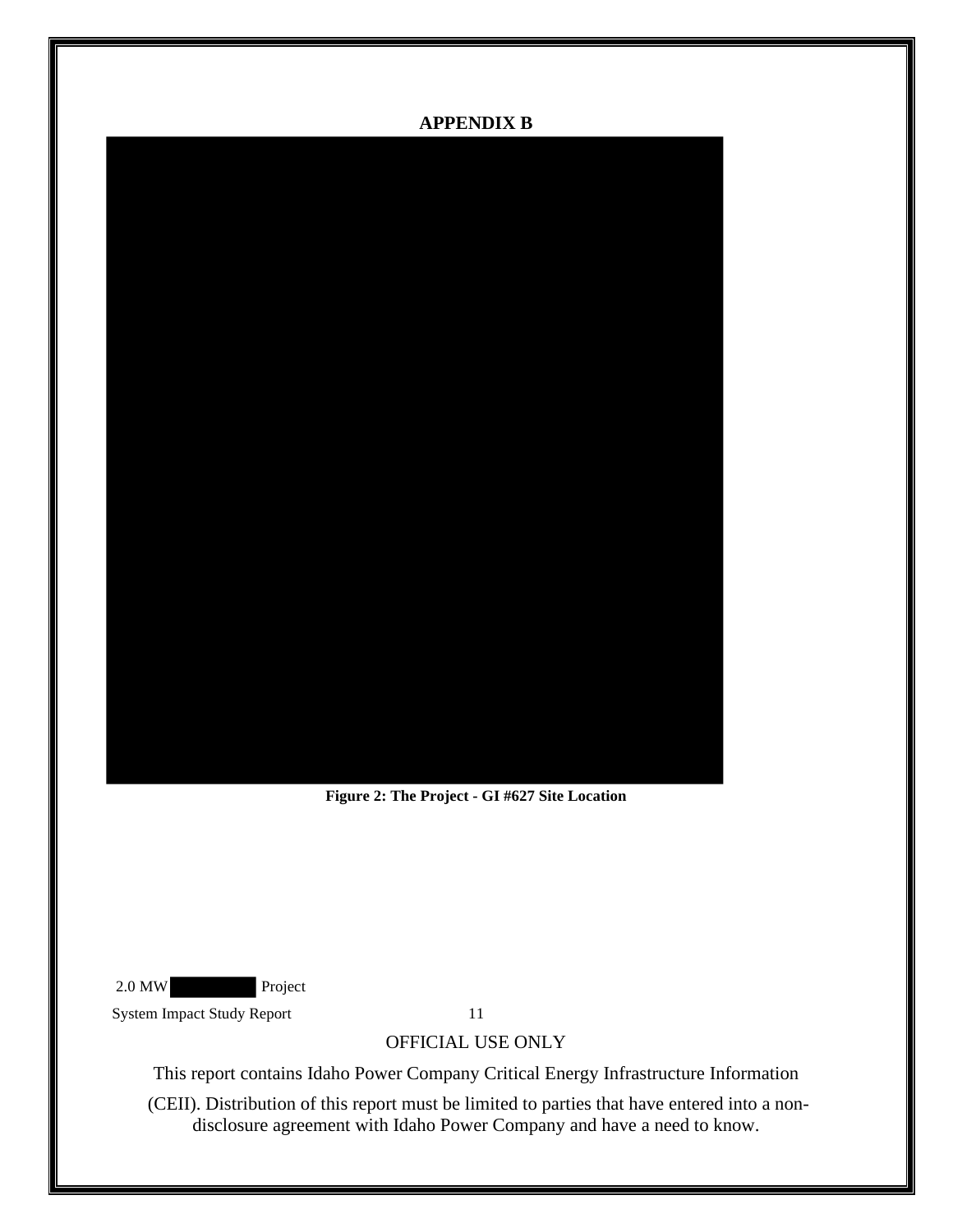**APPENDIX B**

**Figure 2: The Project - GI #627 Site Location**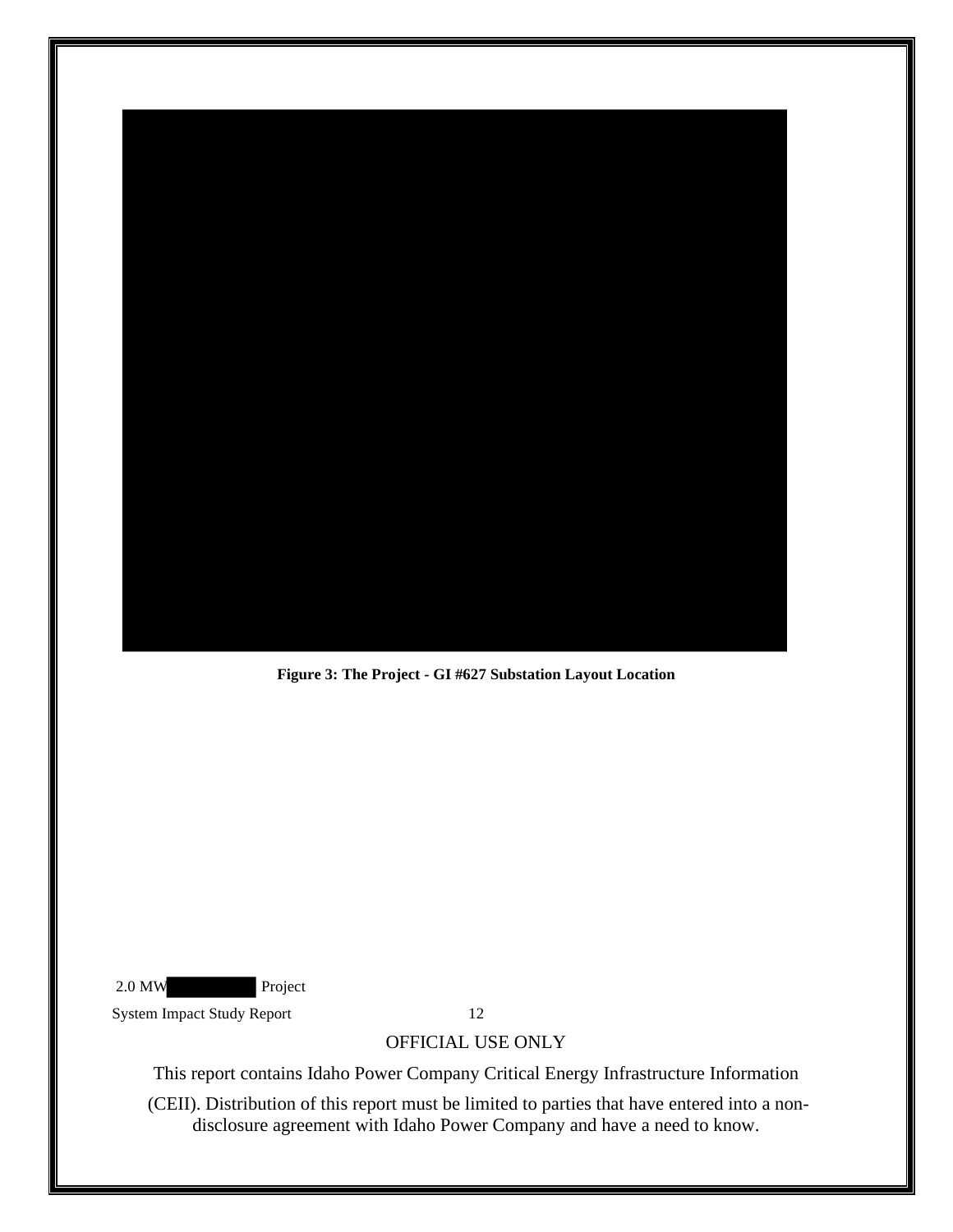**Figure 3: The Project - GI #627 Substation Layout Location**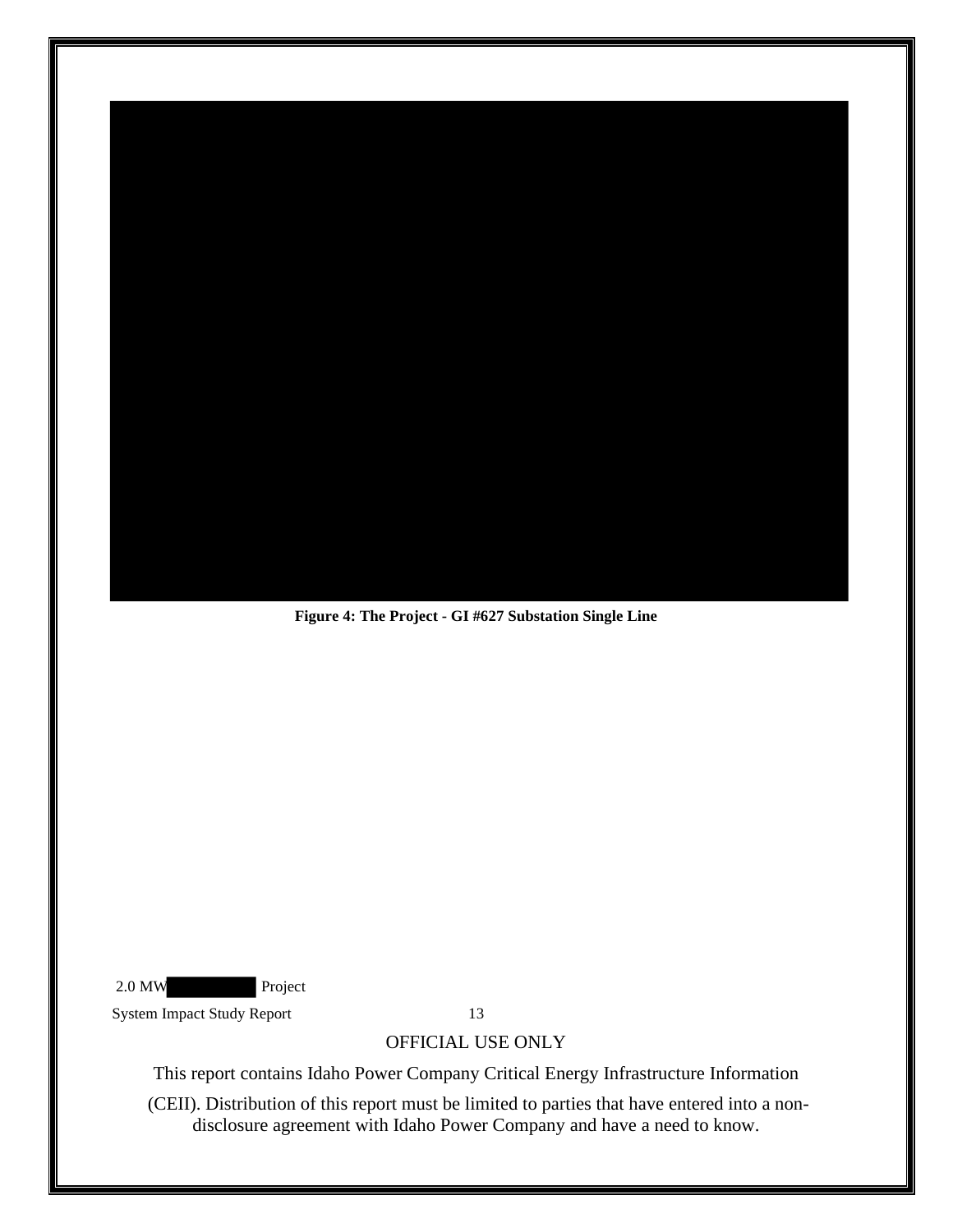**Figure 4: The Project - GI #627 Substation Single Line**

OFFICIAL USE ONLY

This report contains Idaho Power Company Critical Energy Infrastructure Information (CEII). Distribution of this report must be limited to parties that have entered into a non-disclosure agreement with Idaho Power Company and have a need to know.